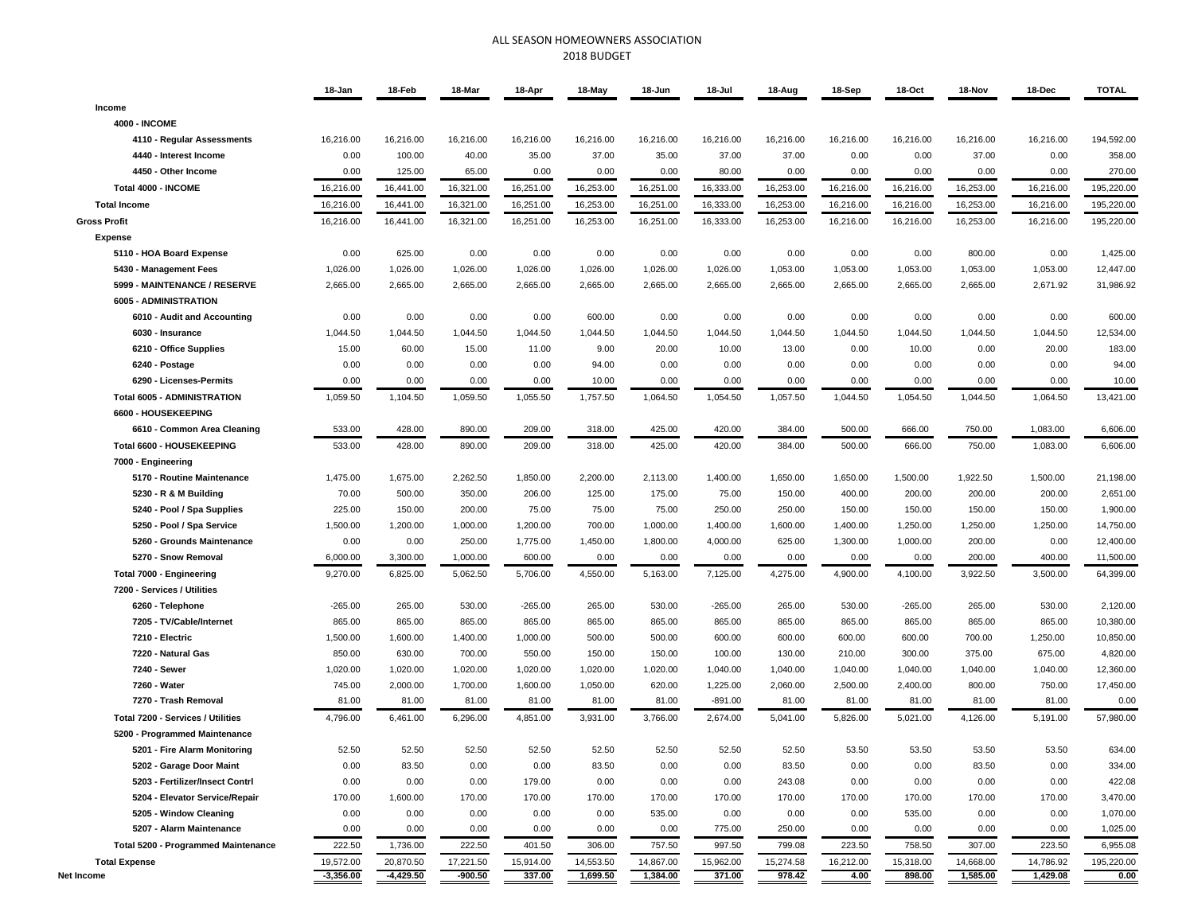# ALL SEASON HOMEOWNERS ASSOCIATION
## 2018 BUDGET

| | 18-Jan | 18-Feb | 18-Mar | 18-Apr | 18-May | 18-Jun | 18-Jul | 18-Aug | 18-Sep | 18-Oct | 18-Nov | 18-Dec | TOTAL |
|---|---|---|---|---|---|---|---|---|---|---|---|---|---|
| **Income** | | | | | | | | | | | | | |
| **4000 - INCOME** | | | | | | | | | | | | | |
| **4110 - Regular Assessments** | 16,216.00 | 16,216.00 | 16,216.00 | 16,216.00 | 16,216.00 | 16,216.00 | 16,216.00 | 16,216.00 | 16,216.00 | 16,216.00 | 16,216.00 | 16,216.00 | 194,592.00 |
| **4440 - Interest Income** | 0.00 | 100.00 | 40.00 | 35.00 | 37.00 | 35.00 | 37.00 | 37.00 | 0.00 | 0.00 | 37.00 | 0.00 | 358.00 |
| **4450 - Other Income** | 0.00 | 125.00 | 65.00 | 0.00 | 0.00 | 0.00 | 80.00 | 0.00 | 0.00 | 0.00 | 0.00 | 0.00 | 270.00 |
| **Total 4000 - INCOME** | 16,216.00 | 16,441.00 | 16,321.00 | 16,251.00 | 16,253.00 | 16,251.00 | 16,333.00 | 16,253.00 | 16,216.00 | 16,216.00 | 16,253.00 | 16,216.00 | 195,220.00 |
| **Total Income** | 16,216.00 | 16,441.00 | 16,321.00 | 16,251.00 | 16,253.00 | 16,251.00 | 16,333.00 | 16,253.00 | 16,216.00 | 16,216.00 | 16,253.00 | 16,216.00 | 195,220.00 |
| **Gross Profit** | 16,216.00 | 16,441.00 | 16,321.00 | 16,251.00 | 16,253.00 | 16,251.00 | 16,333.00 | 16,253.00 | 16,216.00 | 16,216.00 | 16,253.00 | 16,216.00 | 195,220.00 |
| **Expense** | | | | | | | | | | | | | |
| **5110 - HOA Board Expense** | 0.00 | 625.00 | 0.00 | 0.00 | 0.00 | 0.00 | 0.00 | 0.00 | 0.00 | 0.00 | 800.00 | 0.00 | 1,425.00 |
| **5430 - Management Fees** | 1,026.00 | 1,026.00 | 1,026.00 | 1,026.00 | 1,026.00 | 1,026.00 | 1,026.00 | 1,053.00 | 1,053.00 | 1,053.00 | 1,053.00 | 1,053.00 | 12,447.00 |
| **5999 - MAINTENANCE / RESERVE** | 2,665.00 | 2,665.00 | 2,665.00 | 2,665.00 | 2,665.00 | 2,665.00 | 2,665.00 | 2,665.00 | 2,665.00 | 2,665.00 | 2,665.00 | 2,671.92 | 31,986.92 |
| **6005 - ADMINISTRATION** | | | | | | | | | | | | | |
| **6010 - Audit and Accounting** | 0.00 | 0.00 | 0.00 | 0.00 | 600.00 | 0.00 | 0.00 | 0.00 | 0.00 | 0.00 | 0.00 | 0.00 | 600.00 |
| **6030 - Insurance** | 1,044.50 | 1,044.50 | 1,044.50 | 1,044.50 | 1,044.50 | 1,044.50 | 1,044.50 | 1,044.50 | 1,044.50 | 1,044.50 | 1,044.50 | 1,044.50 | 12,534.00 |
| **6210 - Office Supplies** | 15.00 | 60.00 | 15.00 | 11.00 | 9.00 | 20.00 | 10.00 | 13.00 | 0.00 | 10.00 | 0.00 | 20.00 | 183.00 |
| **6240 - Postage** | 0.00 | 0.00 | 0.00 | 0.00 | 94.00 | 0.00 | 0.00 | 0.00 | 0.00 | 0.00 | 0.00 | 0.00 | 94.00 |
| **6290 - Licenses-Permits** | 0.00 | 0.00 | 0.00 | 0.00 | 10.00 | 0.00 | 0.00 | 0.00 | 0.00 | 0.00 | 0.00 | 0.00 | 10.00 |
| **Total 6005 - ADMINISTRATION** | 1,059.50 | 1,104.50 | 1,059.50 | 1,055.50 | 1,757.50 | 1,064.50 | 1,054.50 | 1,057.50 | 1,044.50 | 1,054.50 | 1,044.50 | 1,064.50 | 13,421.00 |
| **6600 - HOUSEKEEPING** | | | | | | | | | | | | | |
| **6610 - Common Area Cleaning** | 533.00 | 428.00 | 890.00 | 209.00 | 318.00 | 425.00 | 420.00 | 384.00 | 500.00 | 666.00 | 750.00 | 1,083.00 | 6,606.00 |
| **Total 6600 - HOUSEKEEPING** | 533.00 | 428.00 | 890.00 | 209.00 | 318.00 | 425.00 | 420.00 | 384.00 | 500.00 | 666.00 | 750.00 | 1,083.00 | 6,606.00 |
| **7000 - Engineering** | | | | | | | | | | | | | |
| **5170 - Routine Maintenance** | 1,475.00 | 1,675.00 | 2,262.50 | 1,850.00 | 2,200.00 | 2,113.00 | 1,400.00 | 1,650.00 | 1,650.00 | 1,500.00 | 1,922.50 | 1,500.00 | 21,198.00 |
| **5230 - R & M Building** | 70.00 | 500.00 | 350.00 | 206.00 | 125.00 | 175.00 | 75.00 | 150.00 | 400.00 | 200.00 | 200.00 | 200.00 | 2,651.00 |
| **5240 - Pool / Spa Supplies** | 225.00 | 150.00 | 200.00 | 75.00 | 75.00 | 75.00 | 250.00 | 250.00 | 150.00 | 150.00 | 150.00 | 150.00 | 1,900.00 |
| **5250 - Pool / Spa Service** | 1,500.00 | 1,200.00 | 1,000.00 | 1,200.00 | 700.00 | 1,000.00 | 1,400.00 | 1,600.00 | 1,400.00 | 1,250.00 | 1,250.00 | 1,250.00 | 14,750.00 |
| **5260 - Grounds Maintenance** | 0.00 | 0.00 | 250.00 | 1,775.00 | 1,450.00 | 1,800.00 | 4,000.00 | 625.00 | 1,300.00 | 1,000.00 | 200.00 | 0.00 | 12,400.00 |
| **5270 - Snow Removal** | 6,000.00 | 3,300.00 | 1,000.00 | 600.00 | 0.00 | 0.00 | 0.00 | 0.00 | 0.00 | 0.00 | 200.00 | 400.00 | 11,500.00 |
| **Total 7000 - Engineering** | 9,270.00 | 6,825.00 | 5,062.50 | 5,706.00 | 4,550.00 | 5,163.00 | 7,125.00 | 4,275.00 | 4,900.00 | 4,100.00 | 3,922.50 | 3,500.00 | 64,399.00 |
| **7200 - Services / Utilities** | | | | | | | | | | | | | |
| **6260 - Telephone** | -265.00 | 265.00 | 530.00 | -265.00 | 265.00 | 530.00 | -265.00 | 265.00 | 530.00 | -265.00 | 265.00 | 530.00 | 2,120.00 |
| **7205 - TV/Cable/Internet** | 865.00 | 865.00 | 865.00 | 865.00 | 865.00 | 865.00 | 865.00 | 865.00 | 865.00 | 865.00 | 865.00 | 865.00 | 10,380.00 |
| **7210 - Electric** | 1,500.00 | 1,600.00 | 1,400.00 | 1,000.00 | 500.00 | 500.00 | 600.00 | 600.00 | 600.00 | 600.00 | 700.00 | 1,250.00 | 10,850.00 |
| **7220 - Natural Gas** | 850.00 | 630.00 | 700.00 | 550.00 | 150.00 | 150.00 | 100.00 | 130.00 | 210.00 | 300.00 | 375.00 | 675.00 | 4,820.00 |
| **7240 - Sewer** | 1,020.00 | 1,020.00 | 1,020.00 | 1,020.00 | 1,020.00 | 1,020.00 | 1,040.00 | 1,040.00 | 1,040.00 | 1,040.00 | 1,040.00 | 1,040.00 | 12,360.00 |
| **7260 - Water** | 745.00 | 2,000.00 | 1,700.00 | 1,600.00 | 1,050.00 | 620.00 | 1,225.00 | 2,060.00 | 2,500.00 | 2,400.00 | 800.00 | 750.00 | 17,450.00 |
| **7270 - Trash Removal** | 81.00 | 81.00 | 81.00 | 81.00 | 81.00 | 81.00 | -891.00 | 81.00 | 81.00 | 81.00 | 81.00 | 81.00 | 0.00 |
| **Total 7200 - Services / Utilities** | 4,796.00 | 6,461.00 | 6,296.00 | 4,851.00 | 3,931.00 | 3,766.00 | 2,674.00 | 5,041.00 | 5,826.00 | 5,021.00 | 4,126.00 | 5,191.00 | 57,980.00 |
| **5200 - Programmed Maintenance** | | | | | | | | | | | | | |
| **5201 - Fire Alarm Monitoring** | 52.50 | 52.50 | 52.50 | 52.50 | 52.50 | 52.50 | 52.50 | 52.50 | 53.50 | 53.50 | 53.50 | 53.50 | 634.00 |
| **5202 - Garage Door Maint** | 0.00 | 83.50 | 0.00 | 0.00 | 83.50 | 0.00 | 0.00 | 83.50 | 0.00 | 0.00 | 83.50 | 0.00 | 334.00 |
| **5203 - Fertilizer/Insect Contrl** | 0.00 | 0.00 | 0.00 | 179.00 | 0.00 | 0.00 | 0.00 | 243.08 | 0.00 | 0.00 | 0.00 | 0.00 | 422.08 |
| **5204 - Elevator Service/Repair** | 170.00 | 1,600.00 | 170.00 | 170.00 | 170.00 | 170.00 | 170.00 | 170.00 | 170.00 | 170.00 | 170.00 | 170.00 | 3,470.00 |
| **5205 - Window Cleaning** | 0.00 | 0.00 | 0.00 | 0.00 | 0.00 | 535.00 | 0.00 | 0.00 | 0.00 | 535.00 | 0.00 | 0.00 | 1,070.00 |
| **5207 - Alarm Maintenance** | 0.00 | 0.00 | 0.00 | 0.00 | 0.00 | 0.00 | 775.00 | 250.00 | 0.00 | 0.00 | 0.00 | 0.00 | 1,025.00 |
| **Total 5200 - Programmed Maintenance** | 222.50 | 1,736.00 | 222.50 | 401.50 | 306.00 | 757.50 | 997.50 | 799.08 | 223.50 | 758.50 | 307.00 | 223.50 | 6,955.08 |
| **Total Expense** | 19,572.00 | 20,870.50 | 17,221.50 | 15,914.00 | 14,553.50 | 14,867.00 | 15,962.00 | 15,274.58 | 16,212.00 | 15,318.00 | 14,668.00 | 14,786.92 | 195,220.00 |
| **Net Income** | **-3,356.00** | **-4,429.50** | **-900.50** | **337.00** | **1,699.50** | **1,384.00** | **371.00** | **978.42** | **4.00** | **898.00** | **1,585.00** | **1,429.08** | **0.00** |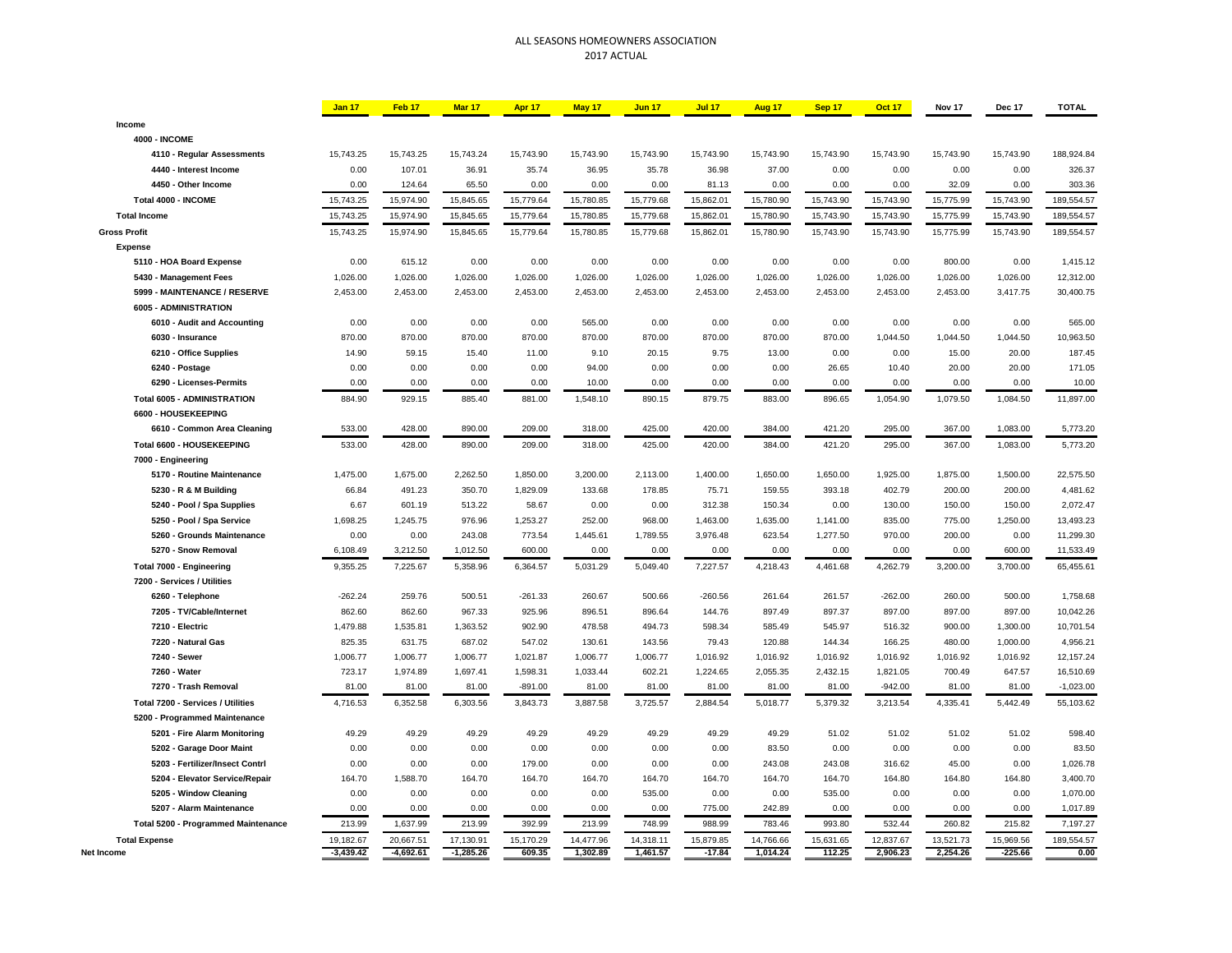# ALL SEASONS HOMEOWNERS ASSOCIATION

## 2017 ACTUAL

| | Jan 17 | Feb 17 | Mar 17 | Apr 17 | May 17 | Jun 17 | Jul 17 | Aug 17 | Sep 17 | Oct 17 | Nov 17 | Dec 17 | TOTAL |
|---|---|---|---|---|---|---|---|---|---|---|---|---|---|
| **Income** | | | | | | | | | | | | | |
| **4000 - INCOME** | | | | | | | | | | | | | |
| 4110 - Regular Assessments | 15,743.25 | 15,743.25 | 15,743.24 | 15,743.90 | 15,743.90 | 15,743.90 | 15,743.90 | 15,743.90 | 15,743.90 | 15,743.90 | 15,743.90 | 15,743.90 | 188,924.84 |
| 4440 - Interest Income | 0.00 | 107.01 | 36.91 | 35.74 | 36.95 | 35.78 | 36.98 | 37.00 | 0.00 | 0.00 | 0.00 | 0.00 | 326.37 |
| 4450 - Other Income | 0.00 | 124.64 | 65.50 | 0.00 | 0.00 | 0.00 | 81.13 | 0.00 | 0.00 | 0.00 | 32.09 | 0.00 | 303.36 |
| **Total 4000 - INCOME** | 15,743.25 | 15,974.90 | 15,845.65 | 15,779.64 | 15,780.85 | 15,779.68 | 15,862.01 | 15,780.90 | 15,743.90 | 15,743.90 | 15,775.99 | 15,743.90 | 189,554.57 |
| **Total Income** | 15,743.25 | 15,974.90 | 15,845.65 | 15,779.64 | 15,780.85 | 15,779.68 | 15,862.01 | 15,780.90 | 15,743.90 | 15,743.90 | 15,775.99 | 15,743.90 | 189,554.57 |
| **Gross Profit** | 15,743.25 | 15,974.90 | 15,845.65 | 15,779.64 | 15,780.85 | 15,779.68 | 15,862.01 | 15,780.90 | 15,743.90 | 15,743.90 | 15,775.99 | 15,743.90 | 189,554.57 |
| **Expense** | | | | | | | | | | | | | |
| 5110 - HOA Board Expense | 0.00 | 615.12 | 0.00 | 0.00 | 0.00 | 0.00 | 0.00 | 0.00 | 0.00 | 0.00 | 800.00 | 0.00 | 1,415.12 |
| 5430 - Management Fees | 1,026.00 | 1,026.00 | 1,026.00 | 1,026.00 | 1,026.00 | 1,026.00 | 1,026.00 | 1,026.00 | 1,026.00 | 1,026.00 | 1,026.00 | 1,026.00 | 12,312.00 |
| 5999 - MAINTENANCE / RESERVE | 2,453.00 | 2,453.00 | 2,453.00 | 2,453.00 | 2,453.00 | 2,453.00 | 2,453.00 | 2,453.00 | 2,453.00 | 2,453.00 | 2,453.00 | 3,417.75 | 30,400.75 |
| **6005 - ADMINISTRATION** | | | | | | | | | | | | | |
| 6010 - Audit and Accounting | 0.00 | 0.00 | 0.00 | 0.00 | 565.00 | 0.00 | 0.00 | 0.00 | 0.00 | 0.00 | 0.00 | 0.00 | 565.00 |
| 6030 - Insurance | 870.00 | 870.00 | 870.00 | 870.00 | 870.00 | 870.00 | 870.00 | 870.00 | 870.00 | 1,044.50 | 1,044.50 | 1,044.50 | 10,963.50 |
| 6210 - Office Supplies | 14.90 | 59.15 | 15.40 | 11.00 | 9.10 | 20.15 | 9.75 | 13.00 | 0.00 | 0.00 | 15.00 | 20.00 | 187.45 |
| 6240 - Postage | 0.00 | 0.00 | 0.00 | 0.00 | 94.00 | 0.00 | 0.00 | 0.00 | 26.65 | 10.40 | 20.00 | 20.00 | 171.05 |
| 6290 - Licenses-Permits | 0.00 | 0.00 | 0.00 | 0.00 | 10.00 | 0.00 | 0.00 | 0.00 | 0.00 | 0.00 | 0.00 | 0.00 | 10.00 |
| **Total 6005 - ADMINISTRATION** | 884.90 | 929.15 | 885.40 | 881.00 | 1,548.10 | 890.15 | 879.75 | 883.00 | 896.65 | 1,054.90 | 1,079.50 | 1,084.50 | 11,897.00 |
| **6600 - HOUSEKEEPING** | | | | | | | | | | | | | |
| 6610 - Common Area Cleaning | 533.00 | 428.00 | 890.00 | 209.00 | 318.00 | 425.00 | 420.00 | 384.00 | 421.20 | 295.00 | 367.00 | 1,083.00 | 5,773.20 |
| **Total 6600 - HOUSEKEEPING** | 533.00 | 428.00 | 890.00 | 209.00 | 318.00 | 425.00 | 420.00 | 384.00 | 421.20 | 295.00 | 367.00 | 1,083.00 | 5,773.20 |
| **7000 - Engineering** | | | | | | | | | | | | | |
| 5170 - Routine Maintenance | 1,475.00 | 1,675.00 | 2,262.50 | 1,850.00 | 3,200.00 | 2,113.00 | 1,400.00 | 1,650.00 | 1,650.00 | 1,925.00 | 1,875.00 | 1,500.00 | 22,575.50 |
| 5230 - R & M Building | 66.84 | 491.23 | 350.70 | 1,829.09 | 133.68 | 178.85 | 75.71 | 159.55 | 393.18 | 402.79 | 200.00 | 200.00 | 4,481.62 |
| 5240 - Pool / Spa Supplies | 6.67 | 601.19 | 513.22 | 58.67 | 0.00 | 0.00 | 312.38 | 150.34 | 0.00 | 130.00 | 150.00 | 150.00 | 2,072.47 |
| 5250 - Pool / Spa Service | 1,698.25 | 1,245.75 | 976.96 | 1,253.27 | 252.00 | 968.00 | 1,463.00 | 1,635.00 | 1,141.00 | 835.00 | 775.00 | 1,250.00 | 13,493.23 |
| 5260 - Grounds Maintenance | 0.00 | 0.00 | 243.08 | 773.54 | 1,445.61 | 1,789.55 | 3,976.48 | 623.54 | 1,277.50 | 970.00 | 200.00 | 0.00 | 11,299.30 |
| 5270 - Snow Removal | 6,108.49 | 3,212.50 | 1,012.50 | 600.00 | 0.00 | 0.00 | 0.00 | 0.00 | 0.00 | 0.00 | 0.00 | 600.00 | 11,533.49 |
| **Total 7000 - Engineering** | 9,355.25 | 7,225.67 | 5,358.96 | 6,364.57 | 5,031.29 | 5,049.40 | 7,227.57 | 4,218.43 | 4,461.68 | 4,262.79 | 3,200.00 | 3,700.00 | 65,455.61 |
| **7200 - Services / Utilities** | | | | | | | | | | | | | |
| 6260 - Telephone | -262.24 | 259.76 | 500.51 | -261.33 | 260.67 | 500.66 | -260.56 | 261.64 | 261.57 | -262.00 | 260.00 | 500.00 | 1,758.68 |
| 7205 - TV/Cable/Internet | 862.60 | 862.60 | 967.33 | 925.96 | 896.51 | 896.64 | 144.76 | 897.49 | 897.37 | 897.00 | 897.00 | 897.00 | 10,042.26 |
| 7210 - Electric | 1,479.88 | 1,535.81 | 1,363.52 | 902.90 | 478.58 | 494.73 | 598.34 | 585.49 | 545.97 | 516.32 | 900.00 | 1,300.00 | 10,701.54 |
| 7220 - Natural Gas | 825.35 | 631.75 | 687.02 | 547.02 | 130.61 | 143.56 | 79.43 | 120.88 | 144.34 | 166.25 | 480.00 | 1,000.00 | 4,956.21 |
| 7240 - Sewer | 1,006.77 | 1,006.77 | 1,006.77 | 1,021.87 | 1,006.77 | 1,006.77 | 1,016.92 | 1,016.92 | 1,016.92 | 1,016.92 | 1,016.92 | 1,016.92 | 12,157.24 |
| 7260 - Water | 723.17 | 1,974.89 | 1,697.41 | 1,598.31 | 1,033.44 | 602.21 | 1,224.65 | 2,055.35 | 2,432.15 | 1,821.05 | 700.49 | 647.57 | 16,510.69 |
| 7270 - Trash Removal | 81.00 | 81.00 | 81.00 | -891.00 | 81.00 | 81.00 | 81.00 | 81.00 | 81.00 | -942.00 | 81.00 | 81.00 | -1,023.00 |
| **Total 7200 - Services / Utilities** | 4,716.53 | 6,352.58 | 6,303.56 | 3,843.73 | 3,887.58 | 3,725.57 | 2,884.54 | 5,018.77 | 5,379.32 | 3,213.54 | 4,335.41 | 5,442.49 | 55,103.62 |
| **5200 - Programmed Maintenance** | | | | | | | | | | | | | |
| 5201 - Fire Alarm Monitoring | 49.29 | 49.29 | 49.29 | 49.29 | 49.29 | 49.29 | 49.29 | 49.29 | 51.02 | 51.02 | 51.02 | 51.02 | 598.40 |
| 5202 - Garage Door Maint | 0.00 | 0.00 | 0.00 | 0.00 | 0.00 | 0.00 | 0.00 | 83.50 | 0.00 | 0.00 | 0.00 | 0.00 | 83.50 |
| 5203 - Fertilizer/Insect Contrl | 0.00 | 0.00 | 0.00 | 179.00 | 0.00 | 0.00 | 0.00 | 243.08 | 243.08 | 316.62 | 45.00 | 0.00 | 1,026.78 |
| 5204 - Elevator Service/Repair | 164.70 | 1,588.70 | 164.70 | 164.70 | 164.70 | 164.70 | 164.70 | 164.70 | 164.70 | 164.80 | 164.80 | 164.80 | 3,400.70 |
| 5205 - Window Cleaning | 0.00 | 0.00 | 0.00 | 0.00 | 0.00 | 535.00 | 0.00 | 0.00 | 535.00 | 0.00 | 0.00 | 0.00 | 1,070.00 |
| 5207 - Alarm Maintenance | 0.00 | 0.00 | 0.00 | 0.00 | 0.00 | 0.00 | 775.00 | 242.89 | 0.00 | 0.00 | 0.00 | 0.00 | 1,017.89 |
| **Total 5200 - Programmed Maintenance** | 213.99 | 1,637.99 | 213.99 | 392.99 | 213.99 | 748.99 | 988.99 | 783.46 | 993.80 | 532.44 | 260.82 | 215.82 | 7,197.27 |
| **Total Expense** | 19,182.67 | 20,667.51 | 17,130.91 | 15,170.29 | 14,477.96 | 14,318.11 | 15,879.85 | 14,766.66 | 15,631.65 | 12,837.67 | 13,521.73 | 15,969.56 | 189,554.57 |
| **Net Income** | -3,439.42 | -4,692.61 | -1,285.26 | 609.35 | 1,302.89 | 1,461.57 | -17.84 | 1,014.24 | 112.25 | 2,906.23 | 2,254.26 | -225.66 | 0.00 |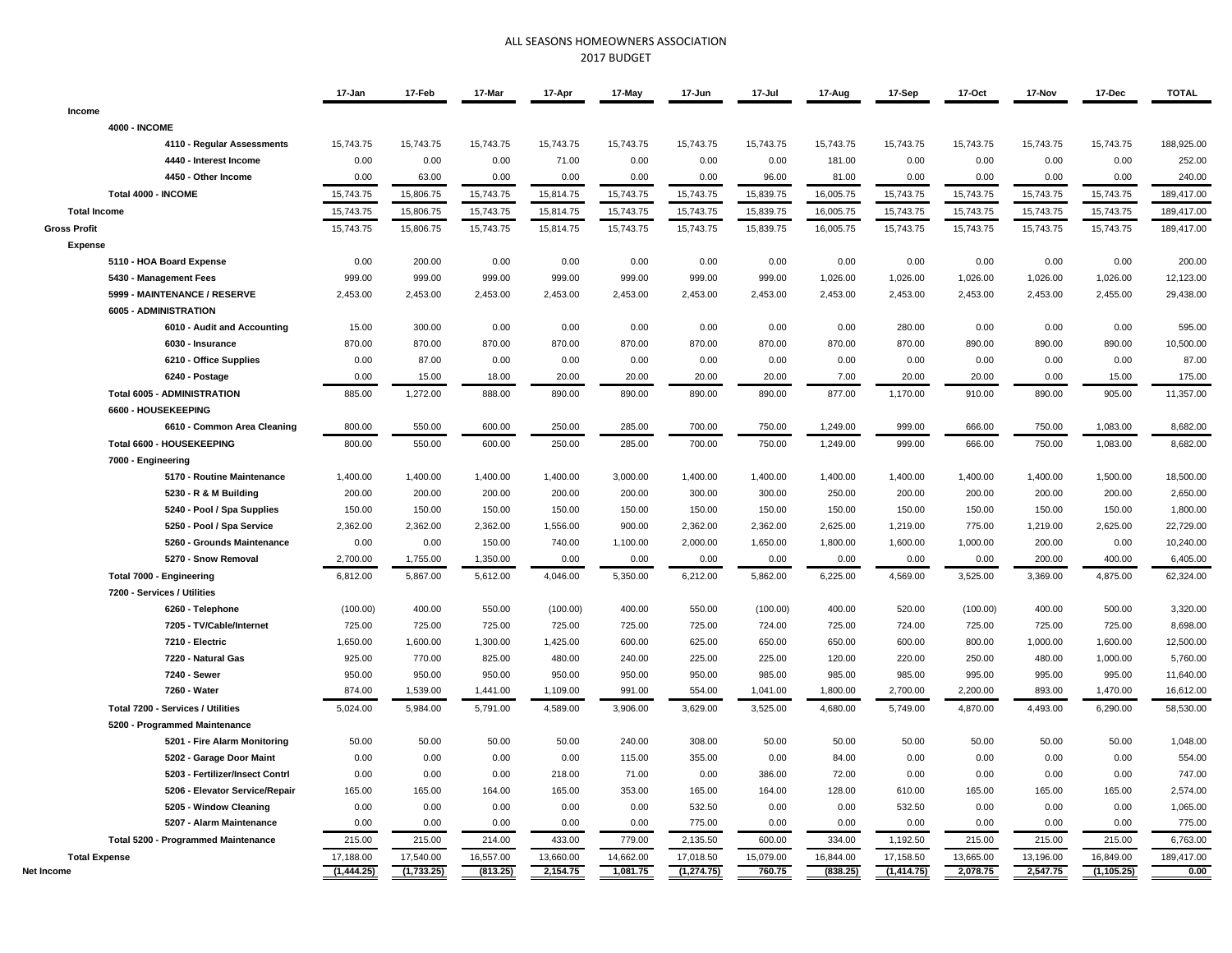# ALL SEASONS HOMEOWNERS ASSOCIATION
## 2017 BUDGET

| | 17-Jan | 17-Feb | 17-Mar | 17-Apr | 17-May | 17-Jun | 17-Jul | 17-Aug | 17-Sep | 17-Oct | 17-Nov | 17-Dec | TOTAL |
|---|---|---|---|---|---|---|---|---|---|---|---|---|---|
| **Income** | | | | | | | | | | | | | |
| **4000 - INCOME** | | | | | | | | | | | | | |
| **4110 - Regular Assessments** | 15,743.75 | 15,743.75 | 15,743.75 | 15,743.75 | 15,743.75 | 15,743.75 | 15,743.75 | 15,743.75 | 15,743.75 | 15,743.75 | 15,743.75 | 15,743.75 | 188,925.00 |
| **4440 - Interest Income** | 0.00 | 0.00 | 0.00 | 71.00 | 0.00 | 0.00 | 0.00 | 181.00 | 0.00 | 0.00 | 0.00 | 0.00 | 252.00 |
| **4450 - Other Income** | 0.00 | 63.00 | 0.00 | 0.00 | 0.00 | 0.00 | 96.00 | 81.00 | 0.00 | 0.00 | 0.00 | 0.00 | 240.00 |
| **Total 4000 - INCOME** | 15,743.75 | 15,806.75 | 15,743.75 | 15,814.75 | 15,743.75 | 15,743.75 | 15,839.75 | 16,005.75 | 15,743.75 | 15,743.75 | 15,743.75 | 15,743.75 | 189,417.00 |
| **Total Income** | 15,743.75 | 15,806.75 | 15,743.75 | 15,814.75 | 15,743.75 | 15,743.75 | 15,839.75 | 16,005.75 | 15,743.75 | 15,743.75 | 15,743.75 | 15,743.75 | 189,417.00 |
| **Gross Profit** | 15,743.75 | 15,806.75 | 15,743.75 | 15,814.75 | 15,743.75 | 15,743.75 | 15,839.75 | 16,005.75 | 15,743.75 | 15,743.75 | 15,743.75 | 15,743.75 | 189,417.00 |
| **Expense** | | | | | | | | | | | | | |
| **5110 - HOA Board Expense** | 0.00 | 200.00 | 0.00 | 0.00 | 0.00 | 0.00 | 0.00 | 0.00 | 0.00 | 0.00 | 0.00 | 0.00 | 200.00 |
| **5430 - Management Fees** | 999.00 | 999.00 | 999.00 | 999.00 | 999.00 | 999.00 | 999.00 | 1,026.00 | 1,026.00 | 1,026.00 | 1,026.00 | 1,026.00 | 12,123.00 |
| **5999 - MAINTENANCE / RESERVE** | 2,453.00 | 2,453.00 | 2,453.00 | 2,453.00 | 2,453.00 | 2,453.00 | 2,453.00 | 2,453.00 | 2,453.00 | 2,453.00 | 2,453.00 | 2,455.00 | 29,438.00 |
| **6005 - ADMINISTRATION** | | | | | | | | | | | | | |
| **6010 - Audit and Accounting** | 15.00 | 300.00 | 0.00 | 0.00 | 0.00 | 0.00 | 0.00 | 0.00 | 280.00 | 0.00 | 0.00 | 0.00 | 595.00 |
| **6030 - Insurance** | 870.00 | 870.00 | 870.00 | 870.00 | 870.00 | 870.00 | 870.00 | 870.00 | 870.00 | 890.00 | 890.00 | 890.00 | 10,500.00 |
| **6210 - Office Supplies** | 0.00 | 87.00 | 0.00 | 0.00 | 0.00 | 0.00 | 0.00 | 0.00 | 0.00 | 0.00 | 0.00 | 0.00 | 87.00 |
| **6240 - Postage** | 0.00 | 15.00 | 18.00 | 20.00 | 20.00 | 20.00 | 20.00 | 7.00 | 20.00 | 20.00 | 0.00 | 15.00 | 175.00 |
| **Total 6005 - ADMINISTRATION** | 885.00 | 1,272.00 | 888.00 | 890.00 | 890.00 | 890.00 | 890.00 | 877.00 | 1,170.00 | 910.00 | 890.00 | 905.00 | 11,357.00 |
| **6600 - HOUSEKEEPING** | | | | | | | | | | | | | |
| **6610 - Common Area Cleaning** | 800.00 | 550.00 | 600.00 | 250.00 | 285.00 | 700.00 | 750.00 | 1,249.00 | 999.00 | 666.00 | 750.00 | 1,083.00 | 8,682.00 |
| **Total 6600 - HOUSEKEEPING** | 800.00 | 550.00 | 600.00 | 250.00 | 285.00 | 700.00 | 750.00 | 1,249.00 | 999.00 | 666.00 | 750.00 | 1,083.00 | 8,682.00 |
| **7000 - Engineering** | | | | | | | | | | | | | |
| **5170 - Routine Maintenance** | 1,400.00 | 1,400.00 | 1,400.00 | 1,400.00 | 3,000.00 | 1,400.00 | 1,400.00 | 1,400.00 | 1,400.00 | 1,400.00 | 1,400.00 | 1,500.00 | 18,500.00 |
| **5230 - R & M Building** | 200.00 | 200.00 | 200.00 | 200.00 | 200.00 | 300.00 | 300.00 | 250.00 | 200.00 | 200.00 | 200.00 | 200.00 | 2,650.00 |
| **5240 - Pool / Spa Supplies** | 150.00 | 150.00 | 150.00 | 150.00 | 150.00 | 150.00 | 150.00 | 150.00 | 150.00 | 150.00 | 150.00 | 150.00 | 1,800.00 |
| **5250 - Pool / Spa Service** | 2,362.00 | 2,362.00 | 2,362.00 | 1,556.00 | 900.00 | 2,362.00 | 2,362.00 | 2,625.00 | 1,219.00 | 775.00 | 1,219.00 | 2,625.00 | 22,729.00 |
| **5260 - Grounds Maintenance** | 0.00 | 0.00 | 150.00 | 740.00 | 1,100.00 | 2,000.00 | 1,650.00 | 1,800.00 | 1,600.00 | 1,000.00 | 200.00 | 0.00 | 10,240.00 |
| **5270 - Snow Removal** | 2,700.00 | 1,755.00 | 1,350.00 | 0.00 | 0.00 | 0.00 | 0.00 | 0.00 | 0.00 | 0.00 | 200.00 | 400.00 | 6,405.00 |
| **Total 7000 - Engineering** | 6,812.00 | 5,867.00 | 5,612.00 | 4,046.00 | 5,350.00 | 6,212.00 | 5,862.00 | 6,225.00 | 4,569.00 | 3,525.00 | 3,369.00 | 4,875.00 | 62,324.00 |
| **7200 - Services / Utilities** | | | | | | | | | | | | | |
| **6260 - Telephone** | (100.00) | 400.00 | 550.00 | (100.00) | 400.00 | 550.00 | (100.00) | 400.00 | 520.00 | (100.00) | 400.00 | 500.00 | 3,320.00 |
| **7205 - TV/Cable/Internet** | 725.00 | 725.00 | 725.00 | 725.00 | 725.00 | 725.00 | 724.00 | 725.00 | 724.00 | 725.00 | 725.00 | 725.00 | 8,698.00 |
| **7210 - Electric** | 1,650.00 | 1,600.00 | 1,300.00 | 1,425.00 | 600.00 | 625.00 | 650.00 | 650.00 | 600.00 | 800.00 | 1,000.00 | 1,600.00 | 12,500.00 |
| **7220 - Natural Gas** | 925.00 | 770.00 | 825.00 | 480.00 | 240.00 | 225.00 | 225.00 | 120.00 | 220.00 | 250.00 | 480.00 | 1,000.00 | 5,760.00 |
| **7240 - Sewer** | 950.00 | 950.00 | 950.00 | 950.00 | 950.00 | 950.00 | 985.00 | 985.00 | 985.00 | 995.00 | 995.00 | 995.00 | 11,640.00 |
| **7260 - Water** | 874.00 | 1,539.00 | 1,441.00 | 1,109.00 | 991.00 | 554.00 | 1,041.00 | 1,800.00 | 2,700.00 | 2,200.00 | 893.00 | 1,470.00 | 16,612.00 |
| **Total 7200 - Services / Utilities** | 5,024.00 | 5,984.00 | 5,791.00 | 4,589.00 | 3,906.00 | 3,629.00 | 3,525.00 | 4,680.00 | 5,749.00 | 4,870.00 | 4,493.00 | 6,290.00 | 58,530.00 |
| **5200 - Programmed Maintenance** | | | | | | | | | | | | | |
| **5201 - Fire Alarm Monitoring** | 50.00 | 50.00 | 50.00 | 50.00 | 240.00 | 308.00 | 50.00 | 50.00 | 50.00 | 50.00 | 50.00 | 50.00 | 1,048.00 |
| **5202 - Garage Door Maint** | 0.00 | 0.00 | 0.00 | 0.00 | 115.00 | 355.00 | 0.00 | 84.00 | 0.00 | 0.00 | 0.00 | 0.00 | 554.00 |
| **5203 - Fertilizer/Insect Contrl** | 0.00 | 0.00 | 0.00 | 218.00 | 71.00 | 0.00 | 386.00 | 72.00 | 0.00 | 0.00 | 0.00 | 0.00 | 747.00 |
| **5206 - Elevator Service/Repair** | 165.00 | 165.00 | 164.00 | 165.00 | 353.00 | 165.00 | 164.00 | 128.00 | 610.00 | 165.00 | 165.00 | 165.00 | 2,574.00 |
| **5205 - Window Cleaning** | 0.00 | 0.00 | 0.00 | 0.00 | 0.00 | 532.50 | 0.00 | 0.00 | 532.50 | 0.00 | 0.00 | 0.00 | 1,065.00 |
| **5207 - Alarm Maintenance** | 0.00 | 0.00 | 0.00 | 0.00 | 0.00 | 775.00 | 0.00 | 0.00 | 0.00 | 0.00 | 0.00 | 0.00 | 775.00 |
| **Total 5200 - Programmed Maintenance** | 215.00 | 215.00 | 214.00 | 433.00 | 779.00 | 2,135.50 | 600.00 | 334.00 | 1,192.50 | 215.00 | 215.00 | 215.00 | 6,763.00 |
| **Total Expense** | 17,188.00 | 17,540.00 | 16,557.00 | 13,660.00 | 14,662.00 | 17,018.50 | 15,079.00 | 16,844.00 | 17,158.50 | 13,665.00 | 13,196.00 | 16,849.00 | 189,417.00 |
| **Net Income** | **(1,444.25)** | **(1,733.25)** | **(813.25)** | **2,154.75** | **1,081.75** | **(1,274.75)** | **760.75** | **(838.25)** | **(1,414.75)** | **2,078.75** | **2,547.75** | **(1,105.25)** | **0.00** |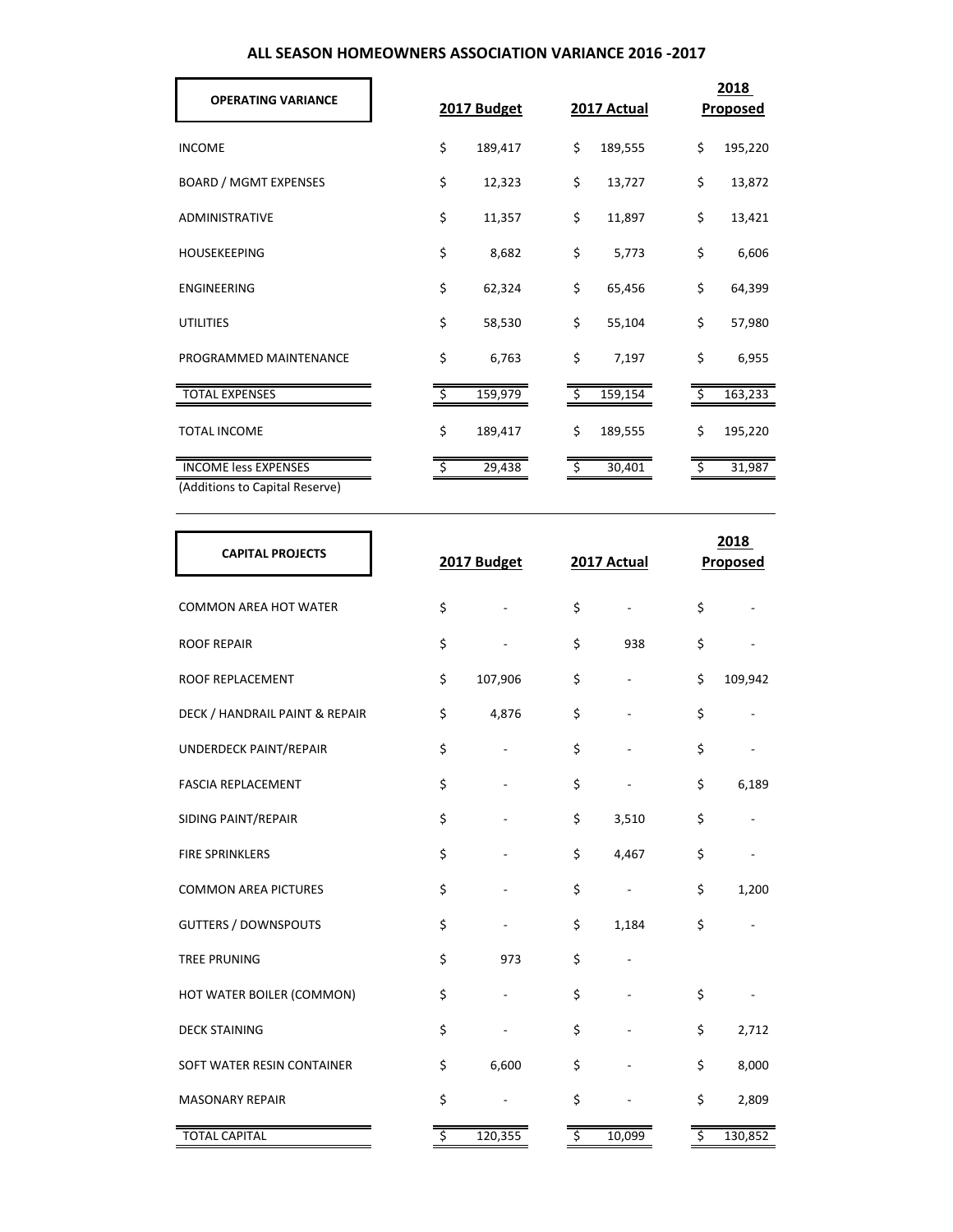# ALL SEASON HOMEOWNERS ASSOCIATION VARIANCE 2016 -2017

| OPERATING VARIANCE | 2017 Budget | 2017 Actual | 2018 Proposed |
|---|---|---|---|
| INCOME | $ 189,417 | $ 189,555 | $ 195,220 |
| BOARD / MGMT EXPENSES | $ 12,323 | $ 13,727 | $ 13,872 |
| ADMINISTRATIVE | $ 11,357 | $ 11,897 | $ 13,421 |
| HOUSEKEEPING | $ 8,682 | $ 5,773 | $ 6,606 |
| ENGINEERING | $ 62,324 | $ 65,456 | $ 64,399 |
| UTILITIES | $ 58,530 | $ 55,104 | $ 57,980 |
| PROGRAMMED MAINTENANCE | $ 6,763 | $ 7,197 | $ 6,955 |
| TOTAL EXPENSES | $ 159,979 | $ 159,154 | $ 163,233 |
| TOTAL INCOME | $ 189,417 | $ 189,555 | $ 195,220 |
| INCOME less EXPENSES | $ 29,438 | $ 30,401 | $ 31,987 |
| (Additions to Capital Reserve) | | | |

| CAPITAL PROJECTS | 2017 Budget | 2017 Actual | 2018 Proposed |
|---|---|---|---|
| COMMON AREA HOT WATER | $ - | $ - | $ - |
| ROOF REPAIR | $ - | $ 938 | $ - |
| ROOF REPLACEMENT | $ 107,906 | $ - | $ 109,942 |
| DECK / HANDRAIL PAINT & REPAIR | $ 4,876 | $ - | $ - |
| UNDERDECK PAINT/REPAIR | $ - | $ - | $ - |
| FASCIA REPLACEMENT | $ - | $ - | $ 6,189 |
| SIDING PAINT/REPAIR | $ - | $ 3,510 | $ - |
| FIRE SPRINKLERS | $ - | $ 4,467 | $ - |
| COMMON AREA PICTURES | $ - | $ - | $ 1,200 |
| GUTTERS / DOWNSPOUTS | $ - | $ 1,184 | $ - |
| TREE PRUNING | $ 973 | $ - | |
| HOT WATER BOILER (COMMON) | $ - | $ - | $ - |
| DECK STAINING | $ - | $ - | $ 2,712 |
| SOFT WATER RESIN CONTAINER | $ 6,600 | $ - | $ 8,000 |
| MASONARY REPAIR | $ - | $ - | $ 2,809 |
| TOTAL CAPITAL | $ 120,355 | $ 10,099 | $ 130,852 |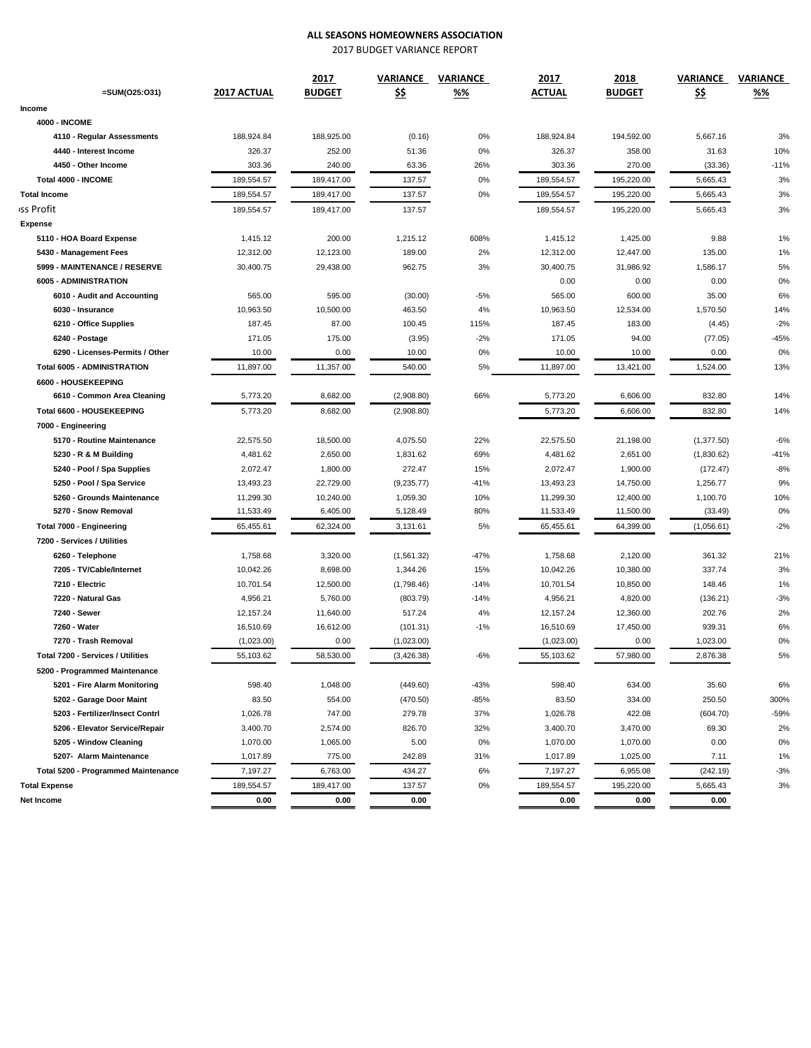**ALL SEASONS HOMEOWNERS ASSOCIATION**

2017 BUDGET VARIANCE REPORT

| =SUM(O25:O31) | 2017 ACTUAL | 2017 BUDGET | VARIANCE $$ | VARIANCE %% | 2017 ACTUAL | 2018 BUDGET | VARIANCE $$ | VARIANCE %% |
|---|---|---|---|---|---|---|---|---|
| **Income** | | | | | | | | |
| **4000 - INCOME** | | | | | | | | |
| 4110 - Regular Assessments | 188,924.84 | 188,925.00 | (0.16) | 0% | 188,924.84 | 194,592.00 | 5,667.16 | 3% |
| 4440 - Interest Income | 326.37 | 252.00 | 51.36 | 0% | 326.37 | 358.00 | 31.63 | 10% |
| 4450 - Other Income | 303.36 | 240.00 | 63.36 | 26% | 303.36 | 270.00 | (33.36) | -11% |
| **Total 4000 - INCOME** | 189,554.57 | 189,417.00 | 137.57 | 0% | 189,554.57 | 195,220.00 | 5,665.43 | 3% |
| **Total Income** | 189,554.57 | 189,417.00 | 137.57 | 0% | 189,554.57 | 195,220.00 | 5,665.43 | 3% |
| ıss Profit | 189,554.57 | 189,417.00 | 137.57 | | 189,554.57 | 195,220.00 | 5,665.43 | 3% |
| **Expense** | | | | | | | | |
| 5110 - HOA Board Expense | 1,415.12 | 200.00 | 1,215.12 | 608% | 1,415.12 | 1,425.00 | 9.88 | 1% |
| 5430 - Management Fees | 12,312.00 | 12,123.00 | 189.00 | 2% | 12,312.00 | 12,447.00 | 135.00 | 1% |
| 5999 - MAINTENANCE / RESERVE | 30,400.75 | 29,438.00 | 962.75 | 3% | 30,400.75 | 31,986.92 | 1,586.17 | 5% |
| **6005 - ADMINISTRATION** | | | | | 0.00 | 0.00 | 0.00 | 0% |
| 6010 - Audit and Accounting | 565.00 | 595.00 | (30.00) | -5% | 565.00 | 600.00 | 35.00 | 6% |
| 6030 - Insurance | 10,963.50 | 10,500.00 | 463.50 | 4% | 10,963.50 | 12,534.00 | 1,570.50 | 14% |
| 6210 - Office Supplies | 187.45 | 87.00 | 100.45 | 115% | 187.45 | 183.00 | (4.45) | -2% |
| 6240 - Postage | 171.05 | 175.00 | (3.95) | -2% | 171.05 | 94.00 | (77.05) | -45% |
| 6290 - Licenses-Permits / Other | 10.00 | 0.00 | 10.00 | 0% | 10.00 | 10.00 | 0.00 | 0% |
| **Total 6005 - ADMINISTRATION** | 11,897.00 | 11,357.00 | 540.00 | 5% | 11,897.00 | 13,421.00 | 1,524.00 | 13% |
| **6600 - HOUSEKEEPING** | | | | | | | | |
| 6610 - Common Area Cleaning | 5,773.20 | 8,682.00 | (2,908.80) | 66% | 5,773.20 | 6,606.00 | 832.80 | 14% |
| **Total 6600 - HOUSEKEEPING** | 5,773.20 | 8,682.00 | (2,908.80) | | 5,773.20 | 6,606.00 | 832.80 | 14% |
| **7000 - Engineering** | | | | | | | | |
| 5170 - Routine Maintenance | 22,575.50 | 18,500.00 | 4,075.50 | 22% | 22,575.50 | 21,198.00 | (1,377.50) | -6% |
| 5230 - R & M Building | 4,481.62 | 2,650.00 | 1,831.62 | 69% | 4,481.62 | 2,651.00 | (1,830.62) | -41% |
| 5240 - Pool / Spa Supplies | 2,072.47 | 1,800.00 | 272.47 | 15% | 2,072.47 | 1,900.00 | (172.47) | -8% |
| 5250 - Pool / Spa Service | 13,493.23 | 22,729.00 | (9,235.77) | -41% | 13,493.23 | 14,750.00 | 1,256.77 | 9% |
| 5260 - Grounds Maintenance | 11,299.30 | 10,240.00 | 1,059.30 | 10% | 11,299.30 | 12,400.00 | 1,100.70 | 10% |
| 5270 - Snow Removal | 11,533.49 | 6,405.00 | 5,128.49 | 80% | 11,533.49 | 11,500.00 | (33.49) | 0% |
| **Total 7000 - Engineering** | 65,455.61 | 62,324.00 | 3,131.61 | 5% | 65,455.61 | 64,399.00 | (1,056.61) | -2% |
| **7200 - Services / Utilities** | | | | | | | | |
| 6260 - Telephone | 1,758.68 | 3,320.00 | (1,561.32) | -47% | 1,758.68 | 2,120.00 | 361.32 | 21% |
| 7205 - TV/Cable/Internet | 10,042.26 | 8,698.00 | 1,344.26 | 15% | 10,042.26 | 10,380.00 | 337.74 | 3% |
| 7210 - Electric | 10,701.54 | 12,500.00 | (1,798.46) | -14% | 10,701.54 | 10,850.00 | 148.46 | 1% |
| 7220 - Natural Gas | 4,956.21 | 5,760.00 | (803.79) | -14% | 4,956.21 | 4,820.00 | (136.21) | -3% |
| 7240 - Sewer | 12,157.24 | 11,640.00 | 517.24 | 4% | 12,157.24 | 12,360.00 | 202.76 | 2% |
| 7260 - Water | 16,510.69 | 16,612.00 | (101.31) | -1% | 16,510.69 | 17,450.00 | 939.31 | 6% |
| 7270 - Trash Removal | (1,023.00) | 0.00 | (1,023.00) | | (1,023.00) | 0.00 | 1,023.00 | 0% |
| **Total 7200 - Services / Utilities** | 55,103.62 | 58,530.00 | (3,426.38) | -6% | 55,103.62 | 57,980.00 | 2,876.38 | 5% |
| **5200 - Programmed Maintenance** | | | | | | | | |
| 5201 - Fire Alarm Monitoring | 598.40 | 1,048.00 | (449.60) | -43% | 598.40 | 634.00 | 35.60 | 6% |
| 5202 - Garage Door Maint | 83.50 | 554.00 | (470.50) | -85% | 83.50 | 334.00 | 250.50 | 300% |
| 5203 - Fertilizer/Insect Contrl | 1,026.78 | 747.00 | 279.78 | 37% | 1,026.78 | 422.08 | (604.70) | -59% |
| 5206 - Elevator Service/Repair | 3,400.70 | 2,574.00 | 826.70 | 32% | 3,400.70 | 3,470.00 | 69.30 | 2% |
| 5205 - Window Cleaning | 1,070.00 | 1,065.00 | 5.00 | 0% | 1,070.00 | 1,070.00 | 0.00 | 0% |
| 5207- Alarm Maintenance | 1,017.89 | 775.00 | 242.89 | 31% | 1,017.89 | 1,025.00 | 7.11 | 1% |
| **Total 5200 - Programmed Maintenance** | 7,197.27 | 6,763.00 | 434.27 | 6% | 7,197.27 | 6,955.08 | (242.19) | -3% |
| **Total Expense** | 189,554.57 | 189,417.00 | 137.57 | 0% | 189,554.57 | 195,220.00 | 5,665.43 | 3% |
| **Net Income** | 0.00 | 0.00 | 0.00 | | 0.00 | 0.00 | 0.00 | |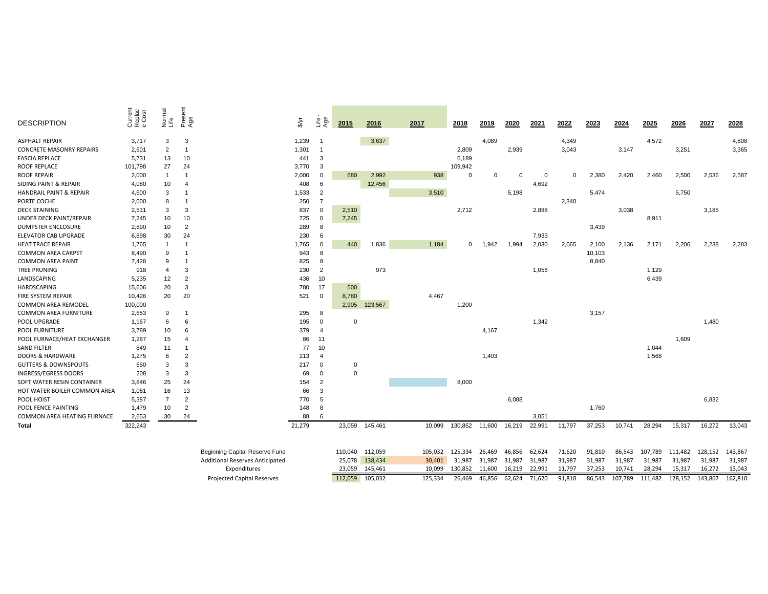| DESCRIPTION | Current Replace Cost | Normal Life | Present Age | $/yr | Life - Age | 2015 | 2016 | 2017 | 2018 | 2019 | 2020 | 2021 | 2022 | 2023 | 2024 | 2025 | 2026 | 2027 | 2028 |
|---|---|---|---|---|---|---|---|---|---|---|---|---|---|---|---|---|---|---|---|
| ASPHALT REPAIR | 3,717 | 3 | 3 | 1,239 | 1 | | 3,637 | | | 4,089 | | | 4,349 | | | 4,572 | | | 4,808 |
| CONCRETE MASONRY REPAIRS | 2,601 | 2 | 1 | 1,301 | 1 | | | | 2,809 | | 2,939 | | 3,043 | | 3,147 | | 3,251 | | 3,365 |
| FASCIA REPLACE | 5,731 | 13 | 10 | 441 | 3 | | | | 6,189 | | | | | | | | | | |
| ROOF REPLACE | 101,798 | 27 | 24 | 3,770 | 3 | | | | 109,942 | | | | | | | | | | |
| ROOF REPAIR | 2,000 | 1 | 1 | 2,000 | 0 | 680 | 2,992 | 938 | 0 | 0 | 0 | 0 | 0 | 2,380 | 2,420 | 2,460 | 2,500 | 2,536 | 2,587 |
| SIDING PAINT & REPAIR | 4,080 | 10 | 4 | 408 | 6 | | 12,456 | | | | | 4,692 | | | | | | | |
| HANDRAIL PAINT & REPAIR | 4,600 | 3 | 1 | 1,533 | 2 | | | 3,510 | | | 5,198 | | | 5,474 | | | 5,750 | | |
| PORTE COCHE | 2,000 | 8 | 1 | 250 | 7 | | | | | | | | 2,340 | | | | | | |
| DECK STAINING | 2,511 | 3 | 3 | 837 | 0 | 2,510 | | | 2,712 | | | 2,888 | | | 3,038 | | | 3,185 | |
| UNDER DECK PAINT/REPAIR | 7,245 | 10 | 10 | 725 | 0 | 7,245 | | | | | | | | | | 8,911 | | | |
| DUMPSTER ENCLOSURE | 2,890 | 10 | 2 | 289 | 8 | | | | | | | | | 3,439 | | | | | |
| ELEVATOR CAB UPGRADE | 6,898 | 30 | 24 | 230 | 6 | | | | | | | 7,933 | | | | | | | |
| HEAT TRACE REPAIR | 1,765 | 1 | 1 | 1,765 | 0 | 440 | 1,836 | 1,184 | 0 | 1,942 | 1,994 | 2,030 | 2,065 | 2,100 | 2,136 | 2,171 | 2,206 | 2,238 | 2,283 |
| COMMON AREA CARPET | 8,490 | 9 | 1 | 943 | 8 | | | | | | | | | 10,103 | | | | | |
| COMMON AREA PAINT | 7,428 | 9 | 1 | 825 | 8 | | | | | | | | | 8,840 | | | | | |
| TREE PRUNING | 918 | 4 | 3 | 230 | 2 | | 973 | | | | | 1,056 | | | | 1,129 | | | |
| LANDSCAPING | 5,235 | 12 | 2 | 436 | 10 | | | | | | | | | | | 6,439 | | | |
| HARDSCAPING | 15,606 | 20 | 3 | 780 | 17 | 500 | | | | | | | | | | | | | |
| FIRE SYSTEM REPAIR | 10,426 | 20 | 20 | 521 | 0 | 8,780 | | 4,467 | | | | | | | | | | | |
| COMMON AREA REMODEL | 100,000 | | | | | 2,905 | 123,567 | | 1,200 | | | | | | | | | | |
| COMMON AREA FURNITURE | 2,653 | 9 | 1 | 295 | 8 | | | | | | | | | 3,157 | | | | | |
| POOL UPGRADE | 1,167 | 6 | 6 | 195 | 0 | 0 | | | | | | 1,342 | | | | | | 1,480 | |
| POOL FURNITURE | 3,789 | 10 | 6 | 379 | 4 | | | | | 4,167 | | | | | | | | | |
| POOL FURNACE/HEAT EXCHANGER | 1,287 | 15 | 4 | 86 | 11 | | | | | | | | | | | | 1,609 | | |
| SAND FILTER | 849 | 11 | 1 | 77 | 10 | | | | | | | | | | | 1,044 | | | |
| DOORS & HARDWARE | 1,275 | 6 | 2 | 213 | 4 | | | | | 1,403 | | | | | | 1,568 | | | |
| GUTTERS & DOWNSPOUTS | 650 | 3 | 3 | 217 | 0 | 0 | | | | | | | | | | | | | |
| INGRESS/EGRESS DOORS | 208 | 3 | 3 | 69 | 0 | 0 | | | | | | | | | | | | | |
| SOFT WATER RESIN CONTAINER | 3,846 | 25 | 24 | 154 | 2 | | | | 8,000 | | | | | | | | | | |
| HOT WATER BOILER COMMON AREA | 1,061 | 16 | 13 | 66 | 3 | | | | | | | | | | | | | | |
| POOL HOIST | 5,387 | 7 | 2 | 770 | 5 | | | | | | 6,088 | | | | | | | 6,832 | |
| POOL FENCE PAINTING | 1,479 | 10 | 2 | 148 | 8 | | | | | | | | | 1,760 | | | | | |
| COMMON AREA HEATING FURNACE | 2,653 | 30 | 24 | 88 | 6 | | | | | | | 3,051 | | | | | | | |
| **Total** | 322,243 | | | 21,279 | | 23,059 | 145,461 | 10,099 | 130,852 | 11,600 | 16,219 | 22,991 | 11,797 | 37,253 | 10,741 | 28,294 | 15,317 | 16,272 | 13,043 |
| | | | | | | | | | | | | | | | | | | | |
| Beginning Capital Reserve Fund | | | | | | 110,040 | 112,059 | 105,032 | 125,334 | 26,469 | 46,856 | 62,624 | 71,620 | 91,810 | 86,543 | 107,789 | 111,482 | 128,152 | 143,867 |
| Additional Reserves Anticipated | | | | | | 25,078 | 138,434 | 30,401 | 31,987 | 31,987 | 31,987 | 31,987 | 31,987 | 31,987 | 31,987 | 31,987 | 31,987 | 31,987 | 31,987 |
| Expenditures | | | | | | 23,059 | 145,461 | 10,099 | 130,852 | 11,600 | 16,219 | 22,991 | 11,797 | 37,253 | 10,741 | 28,294 | 15,317 | 16,272 | 13,043 |
| Projected Capital Reserves | | | | | | 112,059 | 105,032 | 125,334 | 26,469 | 46,856 | 62,624 | 71,620 | 91,810 | 86,543 | 107,789 | 111,482 | 128,152 | 143,867 | 162,810 |